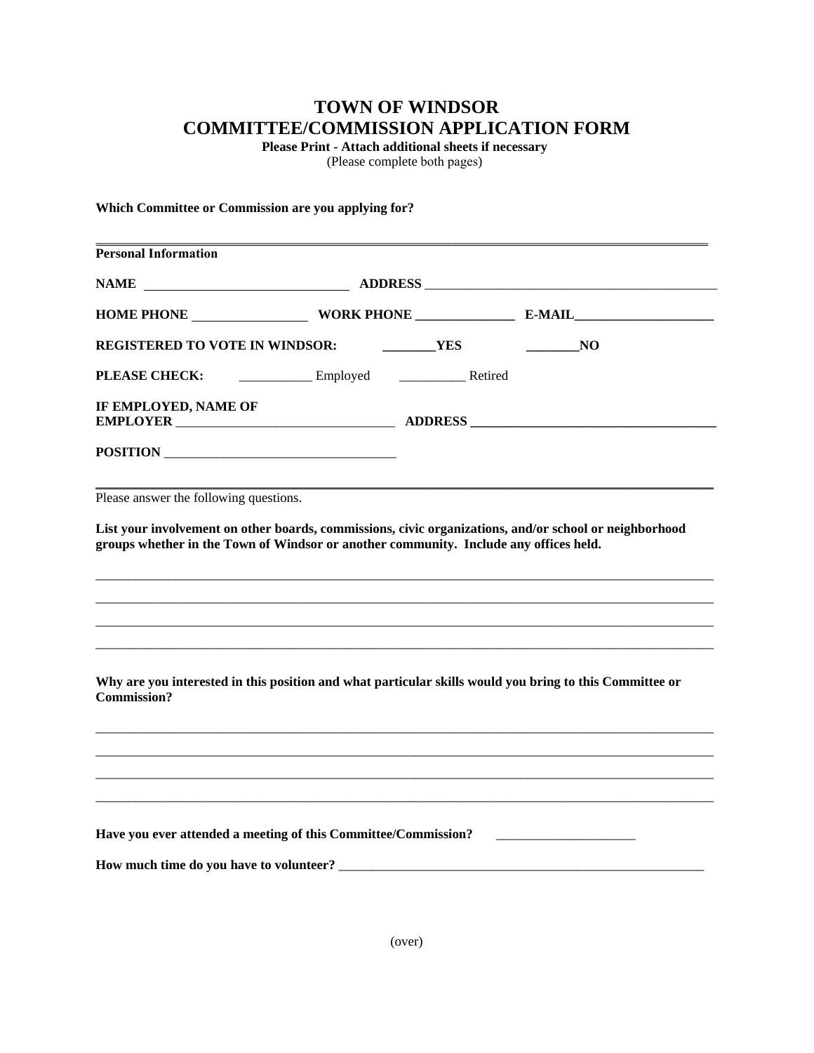# TOWN OF WINDSOR
# COMMITTEE/COMMISSION APPLICATION FORM

**Please Print - Attach additional sheets if necessary**
(Please complete both pages)

**Which Committee or Commission are you applying for?**

___________________________________________________________________________________________

**Personal Information**

**NAME** ______________________________ **ADDRESS** _____________________________________________

**HOME PHONE** _________________ **WORK PHONE** _______________ **E-MAIL** _____________________

**REGISTERED TO VOTE IN WINDSOR:** ________**YES** ________**NO**

**PLEASE CHECK:** ___________ Employed __________ Retired

**IF EMPLOYED, NAME OF EMPLOYER** _________________________________ **ADDRESS** _____________________________________

**POSITION** __________________________________

___________________________________________________________________________________________

Please answer the following questions.

**List your involvement on other boards, commissions, civic organizations, and/or school or neighborhood groups whether in the Town of Windsor or another community. Include any offices held.**

___________________________________________________________________________________________

___________________________________________________________________________________________

___________________________________________________________________________________________

___________________________________________________________________________________________

**Why are you interested in this position and what particular skills would you bring to this Committee or Commission?**

___________________________________________________________________________________________

___________________________________________________________________________________________

___________________________________________________________________________________________

___________________________________________________________________________________________

**Have you ever attended a meeting of this Committee/Commission?** _____________________

**How much time do you have to volunteer?** _________________________________________________________

(over)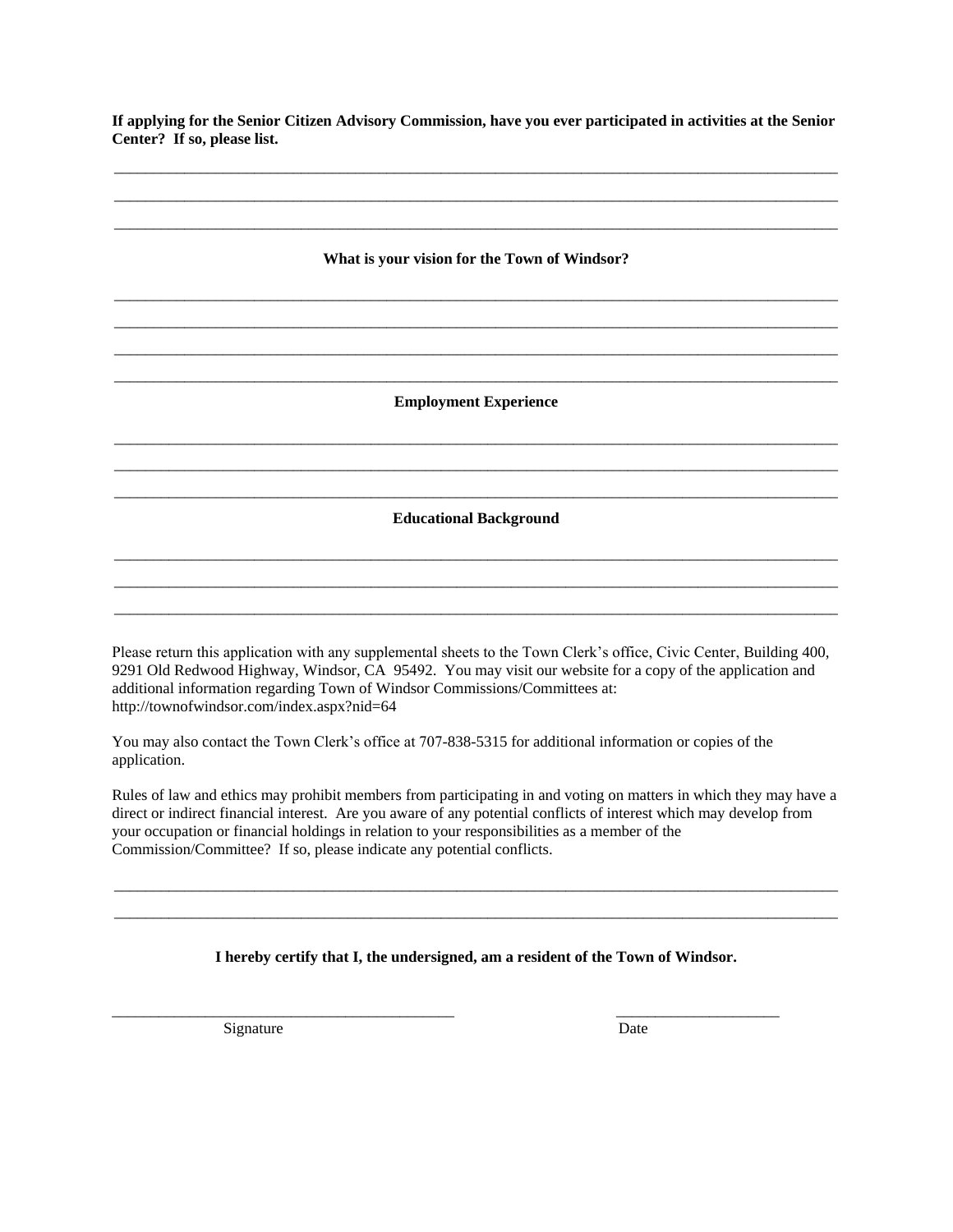**If applying for the Senior Citizen Advisory Commission, have you ever participated in activities at the Senior Center? If so, please list.**

______________________________________________________________________________

______________________________________________________________________________

______________________________________________________________________________

**What is your vision for the Town of Windsor?**

______________________________________________________________________________

______________________________________________________________________________

______________________________________________________________________________

______________________________________________________________________________

**Employment Experience**

______________________________________________________________________________

______________________________________________________________________________

______________________________________________________________________________

**Educational Background**

______________________________________________________________________________

______________________________________________________________________________

______________________________________________________________________________

Please return this application with any supplemental sheets to the Town Clerk's office, Civic Center, Building 400, 9291 Old Redwood Highway, Windsor, CA 95492. You may visit our website for a copy of the application and additional information regarding Town of Windsor Commissions/Committees at: http://townofwindsor.com/index.aspx?nid=64

You may also contact the Town Clerk's office at 707-838-5315 for additional information or copies of the application.

Rules of law and ethics may prohibit members from participating in and voting on matters in which they may have a direct or indirect financial interest. Are you aware of any potential conflicts of interest which may develop from your occupation or financial holdings in relation to your responsibilities as a member of the Commission/Committee? If so, please indicate any potential conflicts.

______________________________________________________________________________

______________________________________________________________________________

**I hereby certify that I, the undersigned, am a resident of the Town of Windsor.**

_____________________________________________ &nbsp;&nbsp;&nbsp;&nbsp;&nbsp;&nbsp;&nbsp;&nbsp; _____________________

Signature &nbsp;&nbsp;&nbsp;&nbsp;&nbsp;&nbsp;&nbsp;&nbsp;&nbsp;&nbsp;&nbsp;&nbsp;&nbsp;&nbsp;&nbsp;&nbsp;&nbsp;&nbsp;&nbsp;&nbsp;&nbsp;&nbsp;&nbsp;&nbsp;&nbsp;&nbsp;&nbsp;&nbsp;&nbsp;&nbsp;&nbsp;&nbsp;&nbsp;&nbsp;&nbsp;&nbsp;&nbsp;&nbsp;&nbsp;&nbsp; Date